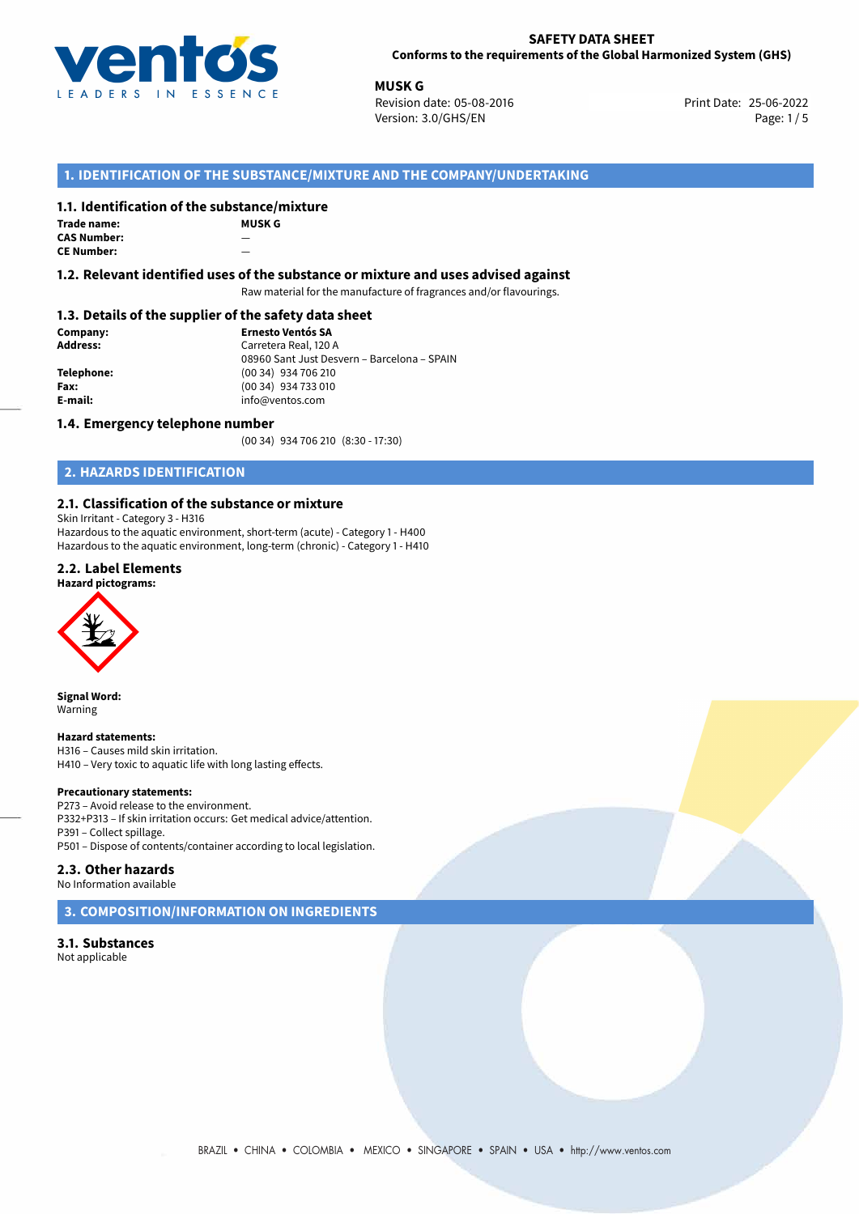**SAFETY DATA SHEET**
**Conforms to the requirements of the Global Harmonized System (GHS)**

**MUSK G**
Revision date: 05-08-2016
Version: 3.0/GHS/EN
Print Date: 25-06-2022

## 1. IDENTIFICATION OF THE SUBSTANCE/MIXTURE AND THE COMPANY/UNDERTAKING

### 1.1. Identification of the substance/mixture

**Trade name:** MUSK G
**CAS Number:** —
**CE Number:** —

### 1.2. Relevant identified uses of the substance or mixture and uses advised against

Raw material for the manufacture of fragrances and/or flavourings.

### 1.3. Details of the supplier of the safety data sheet

**Company:** Ernesto Ventós SA
**Address:** Carretera Real, 120 A
08960 Sant Just Desvern – Barcelona – SPAIN
**Telephone:** (00 34) 934 706 210
**Fax:** (00 34) 934 733 010
**E-mail:** info@ventos.com

### 1.4. Emergency telephone number

(00 34) 934 706 210 (8:30 - 17:30)

## 2. HAZARDS IDENTIFICATION

### 2.1. Classification of the substance or mixture

Skin Irritant - Category 3 - H316
Hazardous to the aquatic environment, short-term (acute) - Category 1 - H400
Hazardous to the aquatic environment, long-term (chronic) - Category 1 - H410

### 2.2. Label Elements

**Hazard pictograms:**

**Signal Word:**
Warning

**Hazard statements:**
H316 – Causes mild skin irritation.
H410 – Very toxic to aquatic life with long lasting effects.

**Precautionary statements:**
P273 – Avoid release to the environment.
P332+P313 – If skin irritation occurs: Get medical advice/attention.
P391 – Collect spillage.
P501 – Dispose of contents/container according to local legislation.

### 2.3. Other hazards

No Information available

## 3. COMPOSITION/INFORMATION ON INGREDIENTS

### 3.1. Substances

Not applicable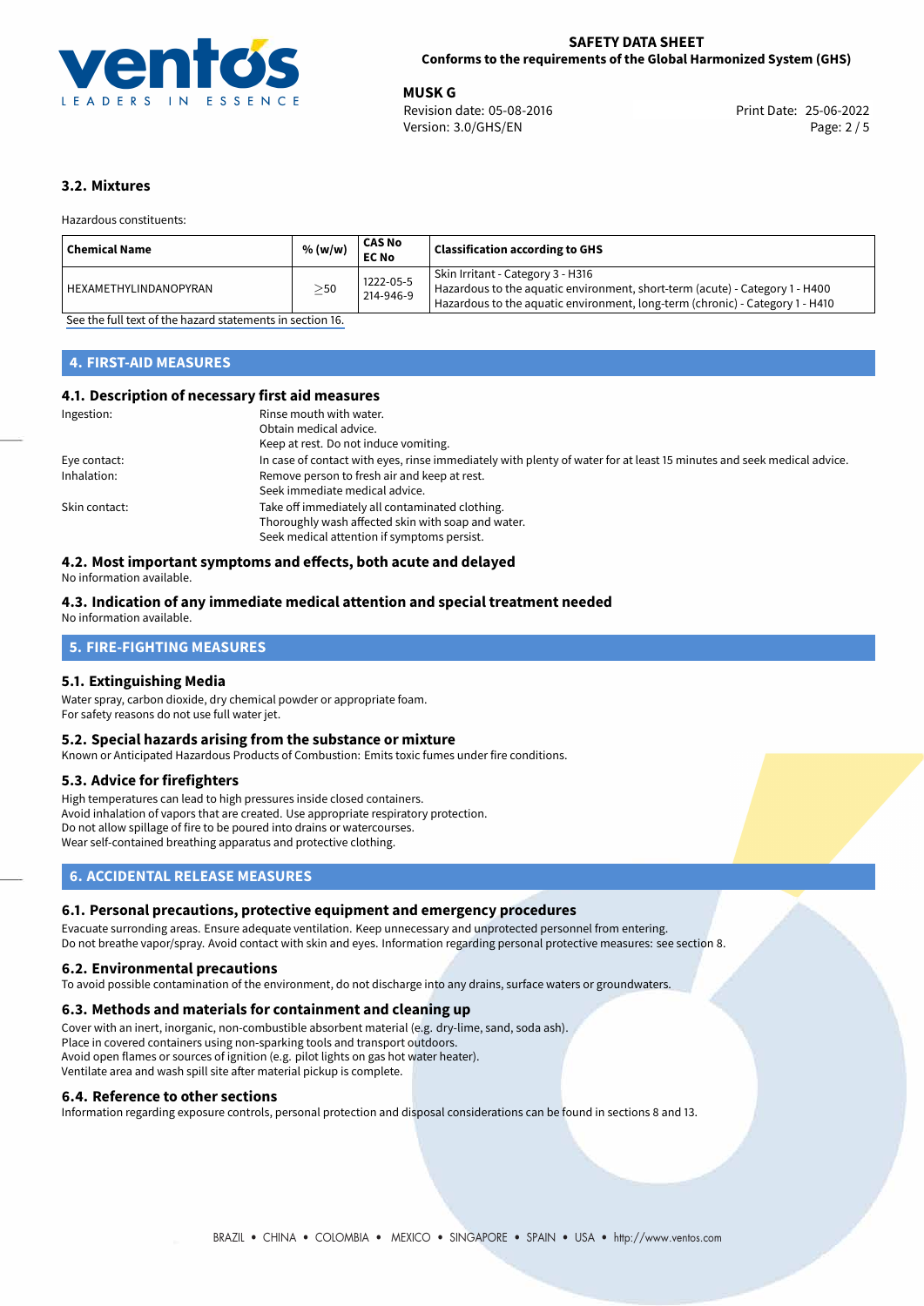### 3.2. Mixtures

Hazardous constituents:

| Chemical Name | % (w/w) | CAS No<br>EC No | Classification according to GHS |
|---|---|---|---|
| HEXAMETHYLINDANOPYRAN | ≥50 | 1222-05-5<br>214-946-9 | Skin Irritant - Category 3 - H316<br>Hazardous to the aquatic environment, short-term (acute) - Category 1 - H400<br>Hazardous to the aquatic environment, long-term (chronic) - Category 1 - H410 |

See the full text of the hazard statements in section 16.

## 4. FIRST-AID MEASURES

### 4.1. Description of necessary first aid measures

Ingestion: Rinse mouth with water.
Obtain medical advice.
Keep at rest. Do not induce vomiting.

Eye contact: In case of contact with eyes, rinse immediately with plenty of water for at least 15 minutes and seek medical advice.

Inhalation: Remove person to fresh air and keep at rest.
Seek immediate medical advice.

Skin contact: Take off immediately all contaminated clothing.
Thoroughly wash affected skin with soap and water.
Seek medical attention if symptoms persist.

### 4.2. Most important symptoms and effects, both acute and delayed

No information available.

### 4.3. Indication of any immediate medical attention and special treatment needed

No information available.

## 5. FIRE-FIGHTING MEASURES

### 5.1. Extinguishing Media

Water spray, carbon dioxide, dry chemical powder or appropriate foam.
For safety reasons do not use full water jet.

### 5.2. Special hazards arising from the substance or mixture

Known or Anticipated Hazardous Products of Combustion: Emits toxic fumes under fire conditions.

### 5.3. Advice for firefighters

High temperatures can lead to high pressures inside closed containers.
Avoid inhalation of vapors that are created. Use appropriate respiratory protection.
Do not allow spillage of fire to be poured into drains or watercourses.
Wear self-contained breathing apparatus and protective clothing.

## 6. ACCIDENTAL RELEASE MEASURES

### 6.1. Personal precautions, protective equipment and emergency procedures

Evacuate surrounding areas. Ensure adequate ventilation. Keep unnecessary and unprotected personnel from entering.
Do not breathe vapor/spray. Avoid contact with skin and eyes. Information regarding personal protective measures: see section 8.

### 6.2. Environmental precautions

To avoid possible contamination of the environment, do not discharge into any drains, surface waters or groundwaters.

### 6.3. Methods and materials for containment and cleaning up

Cover with an inert, inorganic, non-combustible absorbent material (e.g. dry-lime, sand, soda ash).
Place in covered containers using non-sparking tools and transport outdoors.
Avoid open flames or sources of ignition (e.g. pilot lights on gas hot water heater).
Ventilate area and wash spill site after material pickup is complete.

### 6.4. Reference to other sections

Information regarding exposure controls, personal protection and disposal considerations can be found in sections 8 and 13.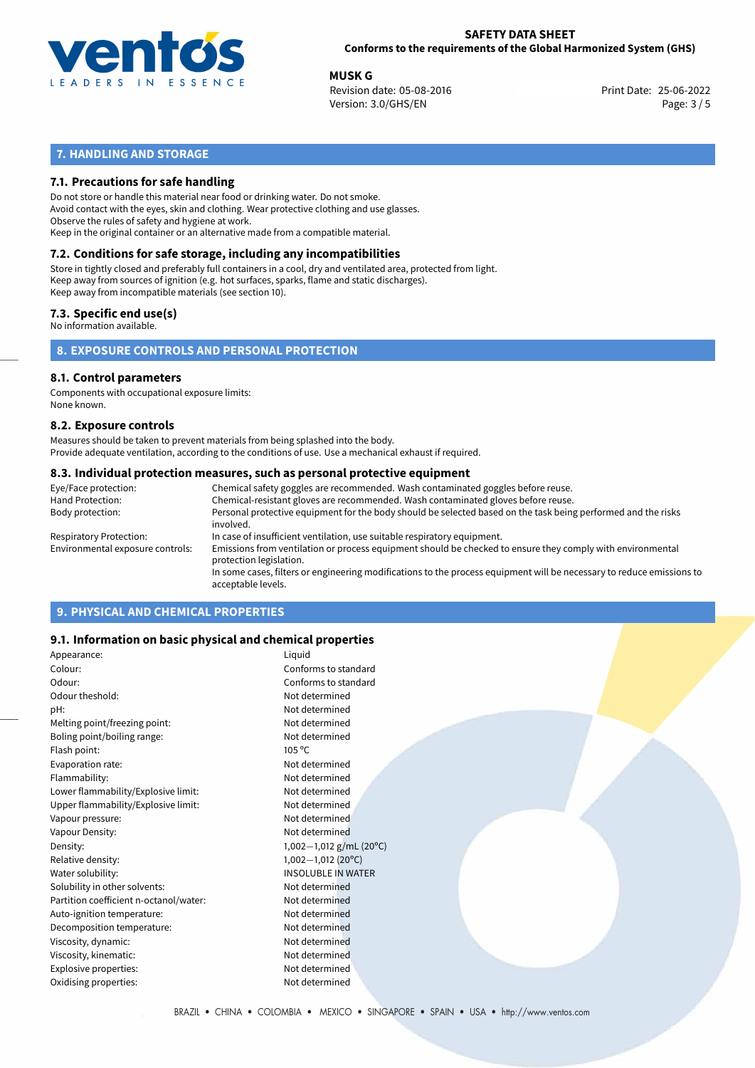## 7. HANDLING AND STORAGE

### 7.1. Precautions for safe handling

Do not store or handle this material near food or drinking water. Do not smoke.
Avoid contact with the eyes, skin and clothing. Wear protective clothing and use glasses.
Observe the rules of safety and hygiene at work.
Keep in the original container or an alternative made from a compatible material.

### 7.2. Conditions for safe storage, including any incompatibilities

Store in tightly closed and preferably full containers in a cool, dry and ventilated area, protected from light.
Keep away from sources of ignition (e.g. hot surfaces, sparks, flame and static discharges).
Keep away from incompatible materials (see section 10).

### 7.3. Specific end use(s)

No information available.

## 8. EXPOSURE CONTROLS AND PERSONAL PROTECTION

### 8.1. Control parameters

Components with occupational exposure limits:
None known.

### 8.2. Exposure controls

Measures should be taken to prevent materials from being splashed into the body.
Provide adequate ventilation, according to the conditions of use. Use a mechanical exhaust if required.

### 8.3. Individual protection measures, such as personal protective equipment

| | |
|---|---|
| Eye/Face protection: | Chemical safety goggles are recommended. Wash contaminated goggles before reuse. |
| Hand Protection: | Chemical-resistant gloves are recommended. Wash contaminated gloves before reuse. |
| Body protection: | Personal protective equipment for the body should be selected based on the task being performed and the risks involved. |
| Respiratory Protection: | In case of insufficient ventilation, use suitable respiratory equipment. |
| Environmental exposure controls: | Emissions from ventilation or process equipment should be checked to ensure they comply with environmental protection legislation.<br>In some cases, filters or engineering modifications to the process equipment will be necessary to reduce emissions to acceptable levels. |

## 9. PHYSICAL AND CHEMICAL PROPERTIES

### 9.1. Information on basic physical and chemical properties

| | |
|---|---|
| Appearance: | Liquid |
| Colour: | Conforms to standard |
| Odour: | Conforms to standard |
| Odour theshold: | Not determined |
| pH: | Not determined |
| Melting point/freezing point: | Not determined |
| Boling point/boiling range: | Not determined |
| Flash point: | 105 °C |
| Evaporation rate: | Not determined |
| Flammability: | Not determined |
| Lower flammability/Explosive limit: | Not determined |
| Upper flammability/Explosive limit: | Not determined |
| Vapour pressure: | Not determined |
| Vapour Density: | Not determined |
| Density: | 1,002−1,012 g/mL (20°C) |
| Relative density: | 1,002−1,012 (20°C) |
| Water solubility: | INSOLUBLE IN WATER |
| Solubility in other solvents: | Not determined |
| Partition coefficient n-octanol/water: | Not determined |
| Auto-ignition temperature: | Not determined |
| Decomposition temperature: | Not determined |
| Viscosity, dynamic: | Not determined |
| Viscosity, kinematic: | Not determined |
| Explosive properties: | Not determined |
| Oxidising properties: | Not determined |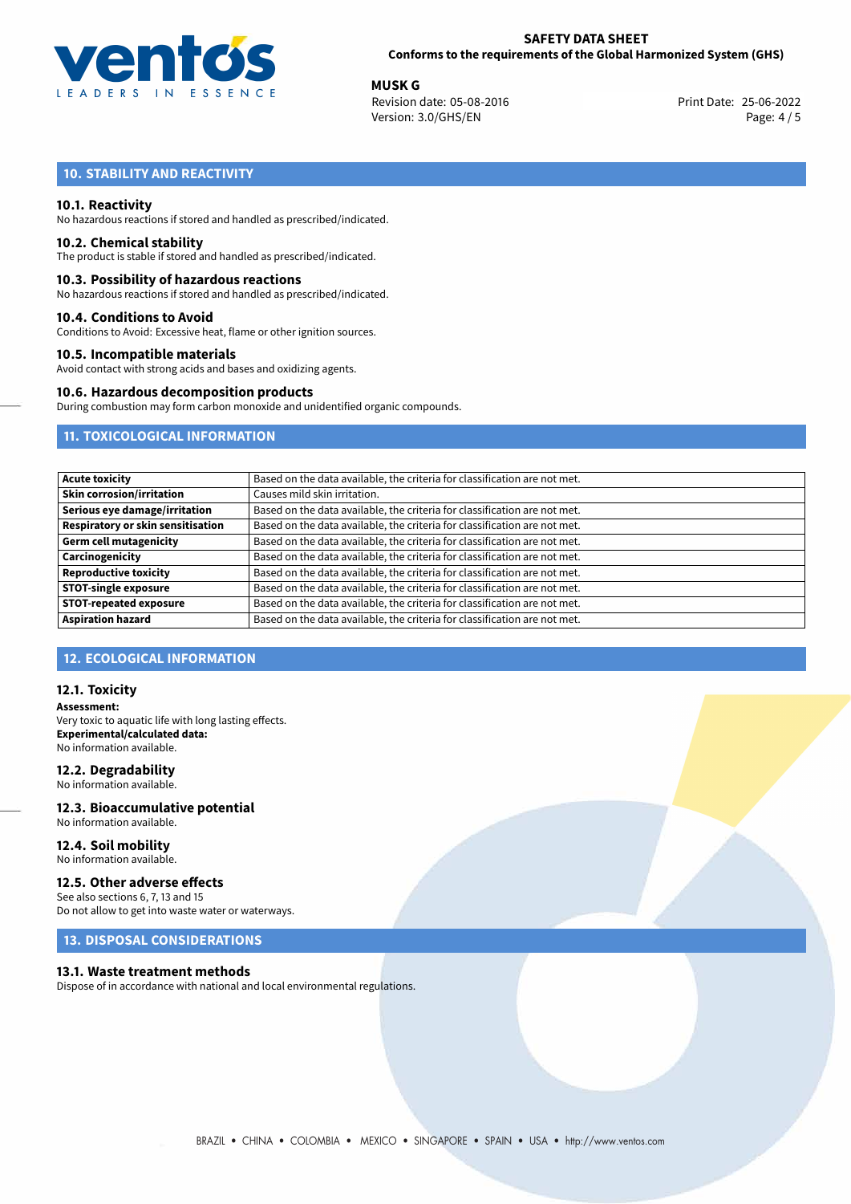## 10. STABILITY AND REACTIVITY

### 10.1. Reactivity
No hazardous reactions if stored and handled as prescribed/indicated.

### 10.2. Chemical stability
The product is stable if stored and handled as prescribed/indicated.

### 10.3. Possibility of hazardous reactions
No hazardous reactions if stored and handled as prescribed/indicated.

### 10.4. Conditions to Avoid
Conditions to Avoid: Excessive heat, flame or other ignition sources.

### 10.5. Incompatible materials
Avoid contact with strong acids and bases and oxidizing agents.

### 10.6. Hazardous decomposition products
During combustion may form carbon monoxide and unidentified organic compounds.

## 11. TOXICOLOGICAL INFORMATION

| | |
|---|---|
| **Acute toxicity** | Based on the data available, the criteria for classification are not met. |
| **Skin corrosion/irritation** | Causes mild skin irritation. |
| **Serious eye damage/irritation** | Based on the data available, the criteria for classification are not met. |
| **Respiratory or skin sensitisation** | Based on the data available, the criteria for classification are not met. |
| **Germ cell mutagenicity** | Based on the data available, the criteria for classification are not met. |
| **Carcinogenicity** | Based on the data available, the criteria for classification are not met. |
| **Reproductive toxicity** | Based on the data available, the criteria for classification are not met. |
| **STOT-single exposure** | Based on the data available, the criteria for classification are not met. |
| **STOT-repeated exposure** | Based on the data available, the criteria for classification are not met. |
| **Aspiration hazard** | Based on the data available, the criteria for classification are not met. |

## 12. ECOLOGICAL INFORMATION

### 12.1. Toxicity
**Assessment:**
Very toxic to aquatic life with long lasting effects.
**Experimental/calculated data:**
No information available.

### 12.2. Degradability
No information available.

### 12.3. Bioaccumulative potential
No information available.

### 12.4. Soil mobility
No information available.

### 12.5. Other adverse effects
See also sections 6, 7, 13 and 15
Do not allow to get into waste water or waterways.

## 13. DISPOSAL CONSIDERATIONS

### 13.1. Waste treatment methods
Dispose of in accordance with national and local environmental regulations.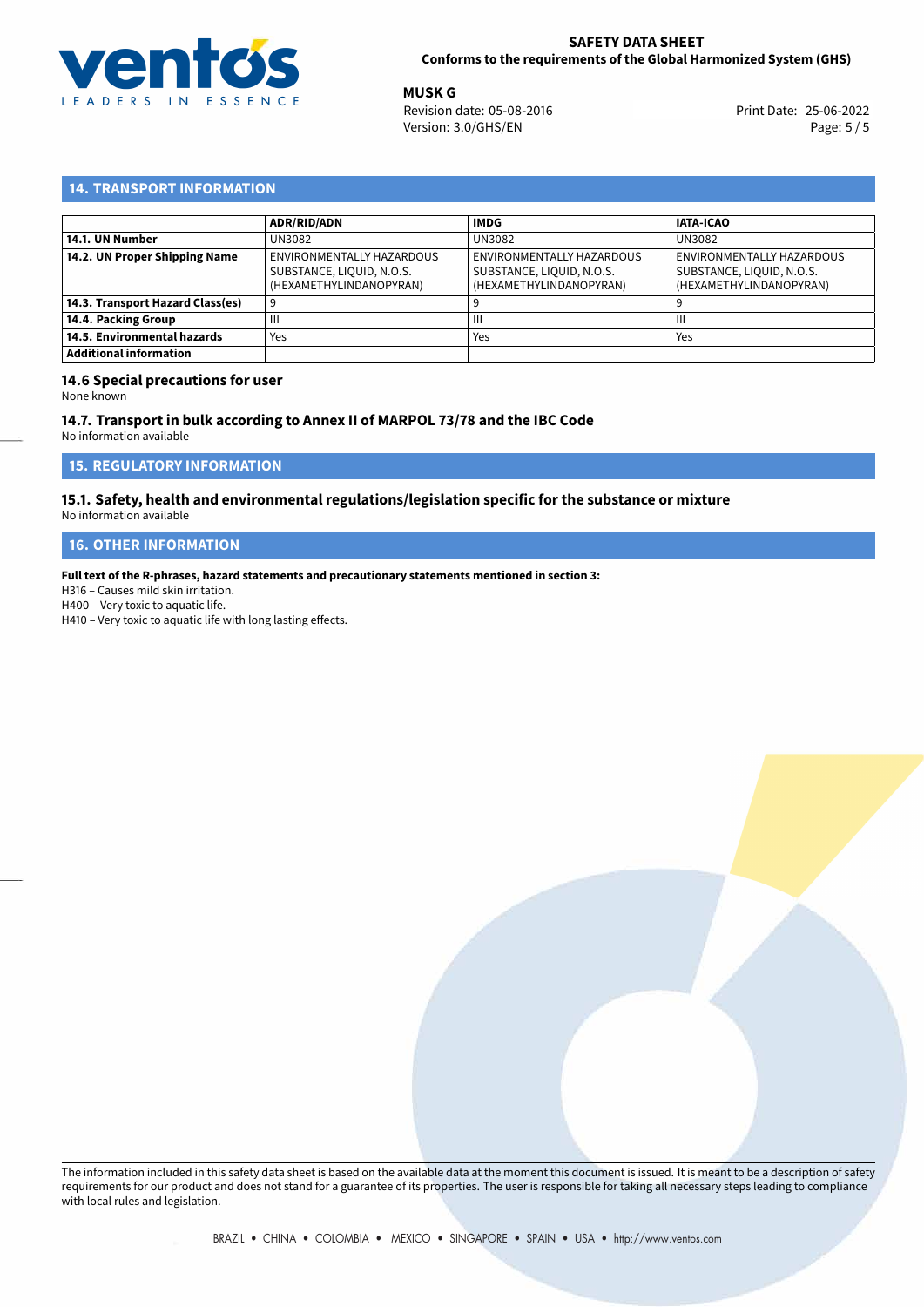## 14. TRANSPORT INFORMATION

| | ADR/RID/ADN | IMDG | IATA-ICAO |
|---|---|---|---|
| **14.1. UN Number** | UN3082 | UN3082 | UN3082 |
| **14.2. UN Proper Shipping Name** | ENVIRONMENTALLY HAZARDOUS SUBSTANCE, LIQUID, N.O.S. (HEXAMETHYLINDANOPYRAN) | ENVIRONMENTALLY HAZARDOUS SUBSTANCE, LIQUID, N.O.S. (HEXAMETHYLINDANOPYRAN) | ENVIRONMENTALLY HAZARDOUS SUBSTANCE, LIQUID, N.O.S. (HEXAMETHYLINDANOPYRAN) |
| **14.3. Transport Hazard Class(es)** | 9 | 9 | 9 |
| **14.4. Packing Group** | III | III | III |
| **14.5. Environmental hazards** | Yes | Yes | Yes |
| **Additional information** | | | |

### 14.6 Special precautions for user

None known

### 14.7. Transport in bulk according to Annex II of MARPOL 73/78 and the IBC Code

No information available

## 15. REGULATORY INFORMATION

### 15.1. Safety, health and environmental regulations/legislation specific for the substance or mixture

No information available

## 16. OTHER INFORMATION

**Full text of the R-phrases, hazard statements and precautionary statements mentioned in section 3:**

H316 – Causes mild skin irritation.
H400 – Very toxic to aquatic life.
H410 – Very toxic to aquatic life with long lasting effects.

The information included in this safety data sheet is based on the available data at the moment this document is issued. It is meant to be a description of safety requirements for our product and does not stand for a guarantee of its properties. The user is responsible for taking all necessary steps leading to compliance with local rules and legislation.